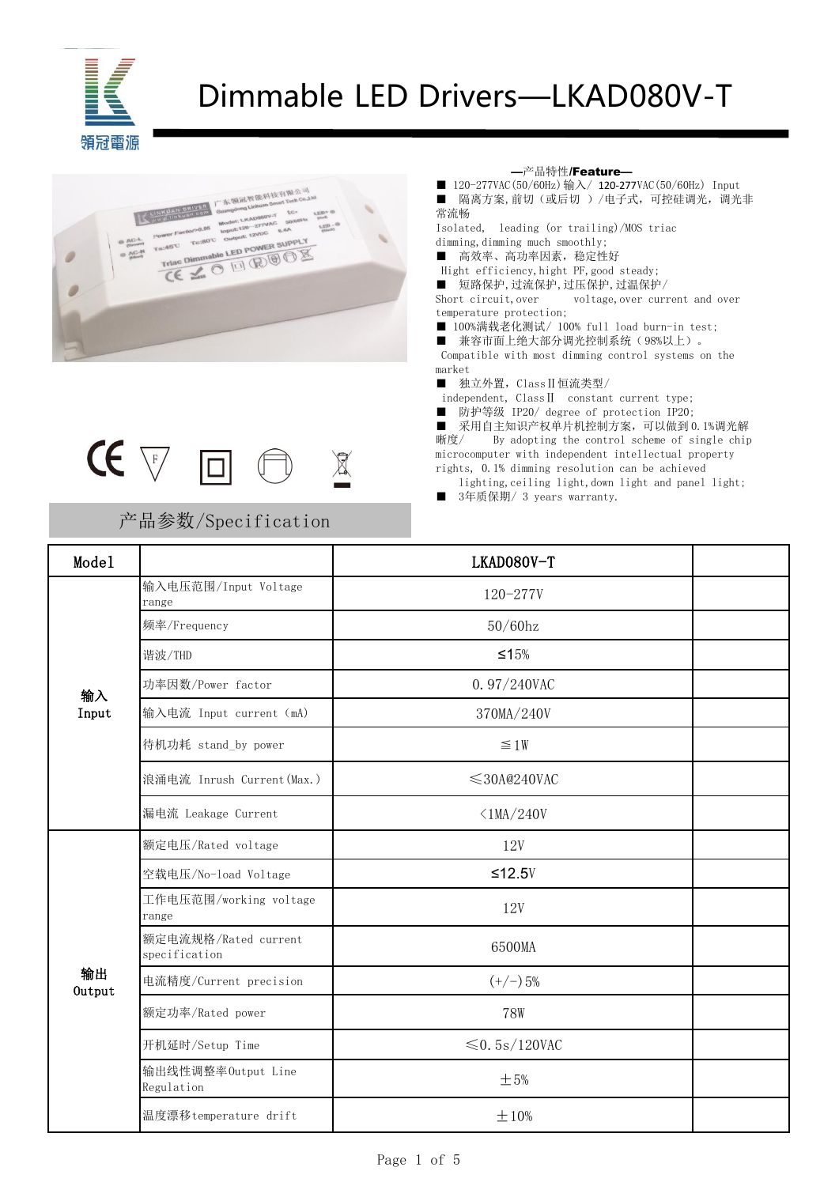# Dimmable LED Drivers—LKAD080V-T

—产品特性/Feature—

- ■ 120-277VAC(50/60Hz)输入/ 120-277VAC(50/60Hz) Input
- ■ 隔离方案,前切（或后切 ）/电子式，可控硅调光，调光非常流畅
  Isolated, leading (or trailing)/MOS triac dimming,dimming much smoothly;
- ■ 高效率、高功率因素，稳定性好
  Hight efficiency,hight PF,good steady;
- ■ 短路保护,过流保护,过压保护,过温保护/
  Short circuit,over voltage,over current and over temperature protection;
- ■ 100%满载老化测试/ 100% full load burn-in test;
- ■ 兼容市面上绝大部分调光控制系统（98%以上）。
  Compatible with most dimming control systems on the market
- ■ 独立外置，ClassⅡ恒流类型/
  independent, ClassⅡ constant current type;
- ■ 防护等级 IP20/ degree of protection IP20;
- ■ 采用自主知识产权单片机控制方案，可以做到0.1%调光解晰度/ By adopting the control scheme of single chip microcomputer with independent intellectual property rights, 0.1% dimming resolution can be achieved lighting,ceiling light,down light and panel light;
- ■ 3年质保期/ 3 years warranty.

## 产品参数/Specification

| Model | | LKAD080V-T | |
|---|---|---|---|
| 输入 Input | 输入电压范围/Input Voltage range | 120-277V | |
| | 频率/Frequency | 50/60hz | |
| | 谐波/THD | ≤15% | |
| | 功率因数/Power factor | 0.97/240VAC | |
| | 输入电流 Input current (mA) | 370MA/240V | |
| | 待机功耗 stand_by power | ≦1W | |
| | 浪涌电流 Inrush Current(Max.) | ≤30A@240VAC | |
| | 漏电流 Leakage Current | <1MA/240V | |
| 输出 Output | 额定电压/Rated voltage | 12V | |
| | 空载电压/No-load Voltage | ≤12.5V | |
| | 工作电压范围/working voltage range | 12V | |
| | 额定电流规格/Rated current specification | 6500MA | |
| | 电流精度/Current precision | (+/-)5% | |
| | 额定功率/Rated power | 78W | |
| | 开机延时/Setup Time | ≤0.5s/120VAC | |
| | 输出线性调整率Output Line Regulation | ±5% | |
| | 温度漂移temperature drift | ±10% | |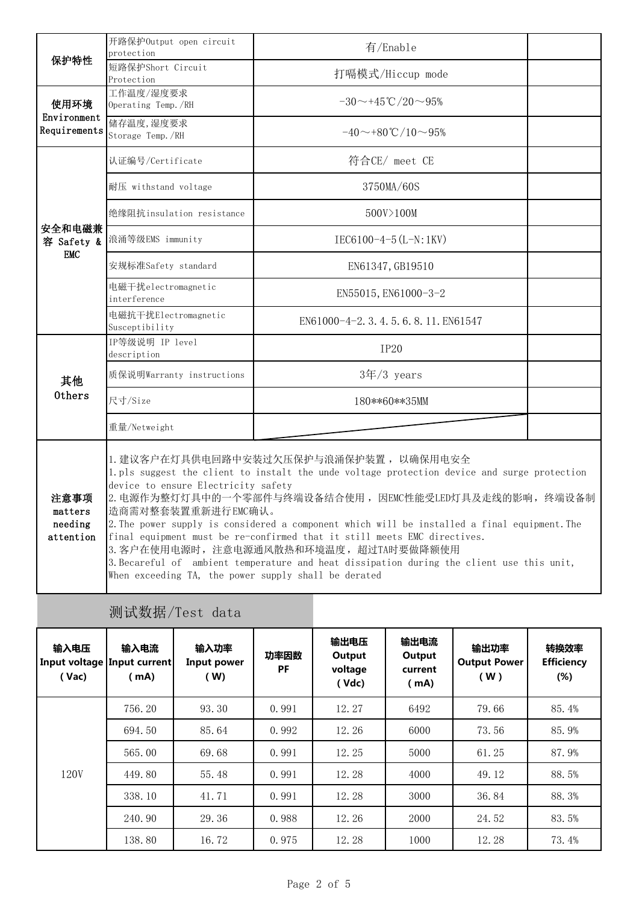| | | | |
|---|---|---|---|
| 保护特性 | 开路保护Output open circuit protection | 有/Enable | |
| | 短路保护Short Circuit Protection | 打嗝模式/Hiccup mode | |
| 使用环境 Environment Requirements | 工作温度/湿度要求 Operating Temp./RH | -30～+45℃/20～95% | |
| | 储存温度,湿度要求 Storage Temp./RH | -40～+80℃/10～95% | |
| 安全和电磁兼容 Safety & EMC | 认证编号/Certificate | 符合CE/ meet CE | |
| | 耐压 withstand voltage | 3750MA/60S | |
| | 绝缘阻抗insulation resistance | 500V>100M | |
| | 浪涌等级EMS immunity | IEC6100-4-5(L-N:1KV) | |
| | 安规标准Safety standard | EN61347,GB19510 | |
| | 电磁干扰electromagnetic interference | EN55015,EN61000-3-2 | |
| | 电磁抗干扰Electromagnetic Susceptibility | EN61000-4-2.3.4.5.6.8.11.EN61547 | |
| 其他 Others | IP等级说明 IP level description | IP20 | |
| | 质保说明Warranty instructions | 3年/3 years | |
| | 尺寸/Size | 180**60**35MM | |
| | 重量/Netweight | | |
| 注意事项 matters needing attention | 1.建议客户在灯具供电回路中安装过欠压保护与浪涌保护装置，以确保用电安全<br>1.pls suggest the client to instalt the unde voltage protection device and surge protection device to ensure Electricity safety<br>2.电源作为整灯灯具中的一个零部件与终端设备结合使用，因EMC性能受LED灯具及走线的影响，终端设备制造商需对整套装置重新进行EMC确认。<br>2.The power supply is considered a component which will be installed a final equipment.The final equipment must be re-confirmed that it still meets EMC directives.<br>3.客户在使用电源时，注意电源通风散热和环境温度，超过TA时要做降额使用<br>3.Becareful of ambient temperature and heat dissipation during the client use this unit, When exceeding TA, the power supply shall be derated | | |

## 测试数据/Test data

| 输入电压 Input voltage (Vac) | 输入电流 Input current (mA) | 输入功率 Input power (W) | 功率因数 PF | 输出电压 Output voltage (Vdc) | 输出电流 Output current (mA) | 输出功率 Output Power (W) | 转换效率 Efficiency (%) |
|---|---|---|---|---|---|---|---|
| 120V | 756.20 | 93.30 | 0.991 | 12.27 | 6492 | 79.66 | 85.4% |
| | 694.50 | 85.64 | 0.992 | 12.26 | 6000 | 73.56 | 85.9% |
| | 565.00 | 69.68 | 0.991 | 12.25 | 5000 | 61.25 | 87.9% |
| | 449.80 | 55.48 | 0.991 | 12.28 | 4000 | 49.12 | 88.5% |
| | 338.10 | 41.71 | 0.991 | 12.28 | 3000 | 36.84 | 88.3% |
| | 240.90 | 29.36 | 0.988 | 12.26 | 2000 | 24.52 | 83.5% |
| | 138.80 | 16.72 | 0.975 | 12.28 | 1000 | 12.28 | 73.4% |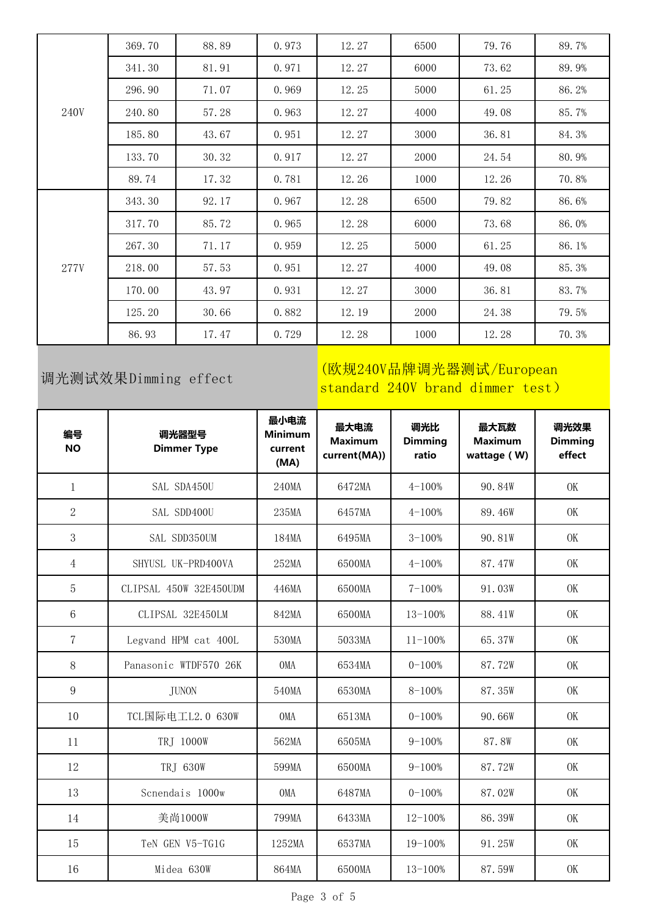|  |  |  |  |  |  |  |  |
|---|---|---|---|---|---|---|---|
| 240V | 369.70 | 88.89 | 0.973 | 12.27 | 6500 | 79.76 | 89.7% |
|  | 341.30 | 81.91 | 0.971 | 12.27 | 6000 | 73.62 | 89.9% |
|  | 296.90 | 71.07 | 0.969 | 12.25 | 5000 | 61.25 | 86.2% |
|  | 240.80 | 57.28 | 0.963 | 12.27 | 4000 | 49.08 | 85.7% |
|  | 185.80 | 43.67 | 0.951 | 12.27 | 3000 | 36.81 | 84.3% |
|  | 133.70 | 30.32 | 0.917 | 12.27 | 2000 | 24.54 | 80.9% |
|  | 89.74 | 17.32 | 0.781 | 12.26 | 1000 | 12.26 | 70.8% |
| 277V | 343.30 | 92.17 | 0.967 | 12.28 | 6500 | 79.82 | 86.6% |
|  | 317.70 | 85.72 | 0.965 | 12.28 | 6000 | 73.68 | 86.0% |
|  | 267.30 | 71.17 | 0.959 | 12.25 | 5000 | 61.25 | 86.1% |
|  | 218.00 | 57.53 | 0.951 | 12.27 | 4000 | 49.08 | 85.3% |
|  | 170.00 | 43.97 | 0.931 | 12.27 | 3000 | 36.81 | 83.7% |
|  | 125.20 | 30.66 | 0.882 | 12.19 | 2000 | 24.38 | 79.5% |
|  | 86.93 | 17.47 | 0.729 | 12.28 | 1000 | 12.28 | 70.3% |

## 调光测试效果Dimming effect

(欧规240V品牌调光器测试/European standard 240V brand dimmer test)

| 编号 NO | 调光器型号 Dimmer Type | 最小电流 Minimum current (MA) | 最大电流 Maximum current(MA)) | 调光比 Dimming ratio | 最大瓦数 Maximum wattage ( W) | 调光效果 Dimming effect |
|---|---|---|---|---|---|---|
| 1 | SAL SDA450U | 240MA | 6472MA | 4-100% | 90.84W | OK |
| 2 | SAL SDD400U | 235MA | 6457MA | 4-100% | 89.46W | OK |
| 3 | SAL SDD350UM | 184MA | 6495MA | 3-100% | 90.81W | OK |
| 4 | SHYUSL UK-PRD400VA | 252MA | 6500MA | 4-100% | 87.47W | OK |
| 5 | CLIPSAL 450W 32E450UDM | 446MA | 6500MA | 7-100% | 91.03W | OK |
| 6 | CLIPSAL 32E450LM | 842MA | 6500MA | 13-100% | 88.41W | OK |
| 7 | Legvand HPM cat 400L | 530MA | 5033MA | 11-100% | 65.37W | OK |
| 8 | Panasonic WTDF570 26K | 0MA | 6534MA | 0-100% | 87.72W | OK |
| 9 | JUNON | 540MA | 6530MA | 8-100% | 87.35W | OK |
| 10 | TCL国际电工L2.0 630W | 0MA | 6513MA | 0-100% | 90.66W | OK |
| 11 | TRJ 1000W | 562MA | 6505MA | 9-100% | 87.8W | OK |
| 12 | TRJ 630W | 599MA | 6500MA | 9-100% | 87.72W | OK |
| 13 | Scnendais 1000w | 0MA | 6487MA | 0-100% | 87.02W | OK |
| 14 | 美尚1000W | 799MA | 6433MA | 12-100% | 86.39W | OK |
| 15 | TeN GEN V5-TG1G | 1252MA | 6537MA | 19-100% | 91.25W | OK |
| 16 | Midea 630W | 864MA | 6500MA | 13-100% | 87.59W | OK |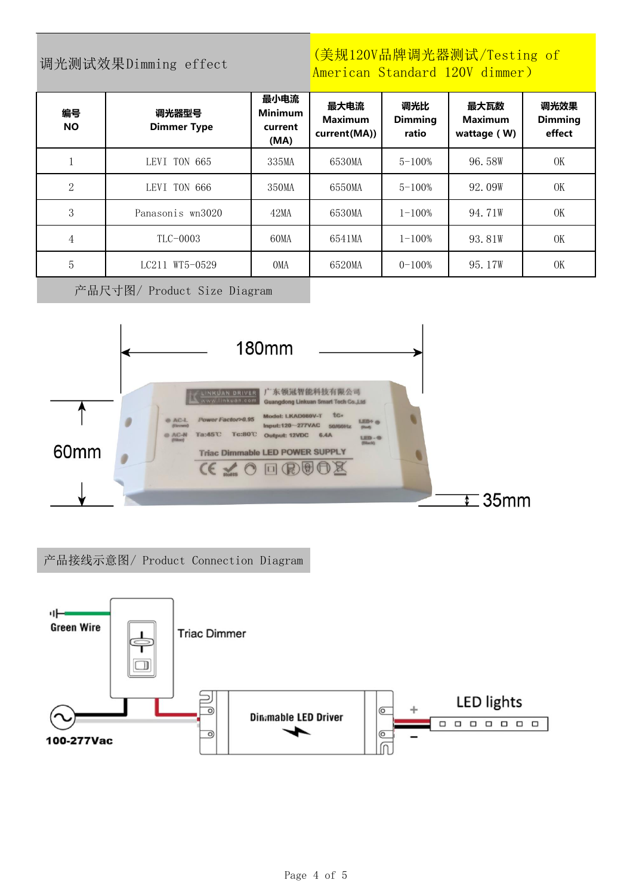## 调光测试效果Dimming effect (美规120V品牌调光器测试/Testing of American Standard 120V dimmer）

| 编号 NO | 调光器型号 Dimmer Type | 最小电流 Minimum current (MA) | 最大电流 Maximum current(MA)) | 调光比 Dimming ratio | 最大瓦数 Maximum wattage ( W) | 调光效果 Dimming effect |
|---|---|---|---|---|---|---|
| 1 | LEVI TON 665 | 335MA | 6530MA | 5-100% | 96.58W | OK |
| 2 | LEVI TON 666 | 350MA | 6550MA | 5-100% | 92.09W | OK |
| 3 | Panasonis wn3020 | 42MA | 6530MA | 1-100% | 94.71W | OK |
| 4 | TLC-0003 | 60MA | 6541MA | 1-100% | 93.81W | OK |
| 5 | LC211 WT5-0529 | 0MA | 6520MA | 0-100% | 95.17W | OK |

## 产品尺寸图/ Product Size Diagram

180mm

60mm

35mm

LINKUAN DRIVER www.linkuan.com 广东领冠智能科技有限公司 Guangdong Linkuan Smart Tech Co.,Ltd

AC-L (Brown) AC-N (Blue) Power Factor>0.95 Ta:45℃ Tc:80℃

Model: LKAD080V-T tc Input:120~277VAC 50/60Hz Output: 12VDC 6.4A

LED+ (Red) LED- (Black)

Triac Dimmable LED POWER SUPPLY

## 产品接线示意图/ Product Connection Diagram

Green Wire

Triac Dimmer

100-277Vac

Dimmable LED Driver

LED lights

+

-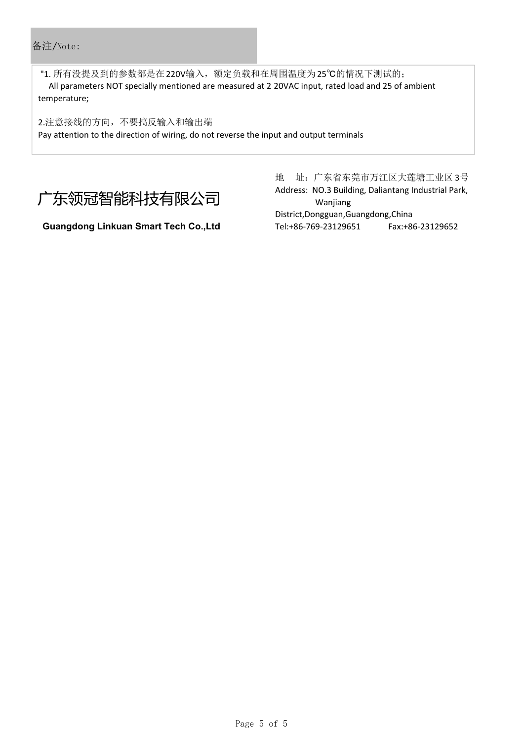备注/Note:

"1. 所有没提及到的参数都是在220V输入，额定负载和在周围温度为25℃的情况下测试的；
All parameters NOT specially mentioned are measured at 2 20VAC input, rated load and 25 of ambient temperature;

2.注意接线的方向，不要搞反输入和输出端
Pay attention to the direction of wiring, do not reverse the input and output terminals

# 广东领冠智能科技有限公司

**Guangdong Linkuan Smart Tech Co.,Ltd**

地　址：广东省东莞市万江区大莲塘工业区3号
Address: NO.3 Building, Daliantang Industrial Park, Wanjiang District,Dongguan,Guangdong,China
Tel:+86-769-23129651　　Fax:+86-23129652